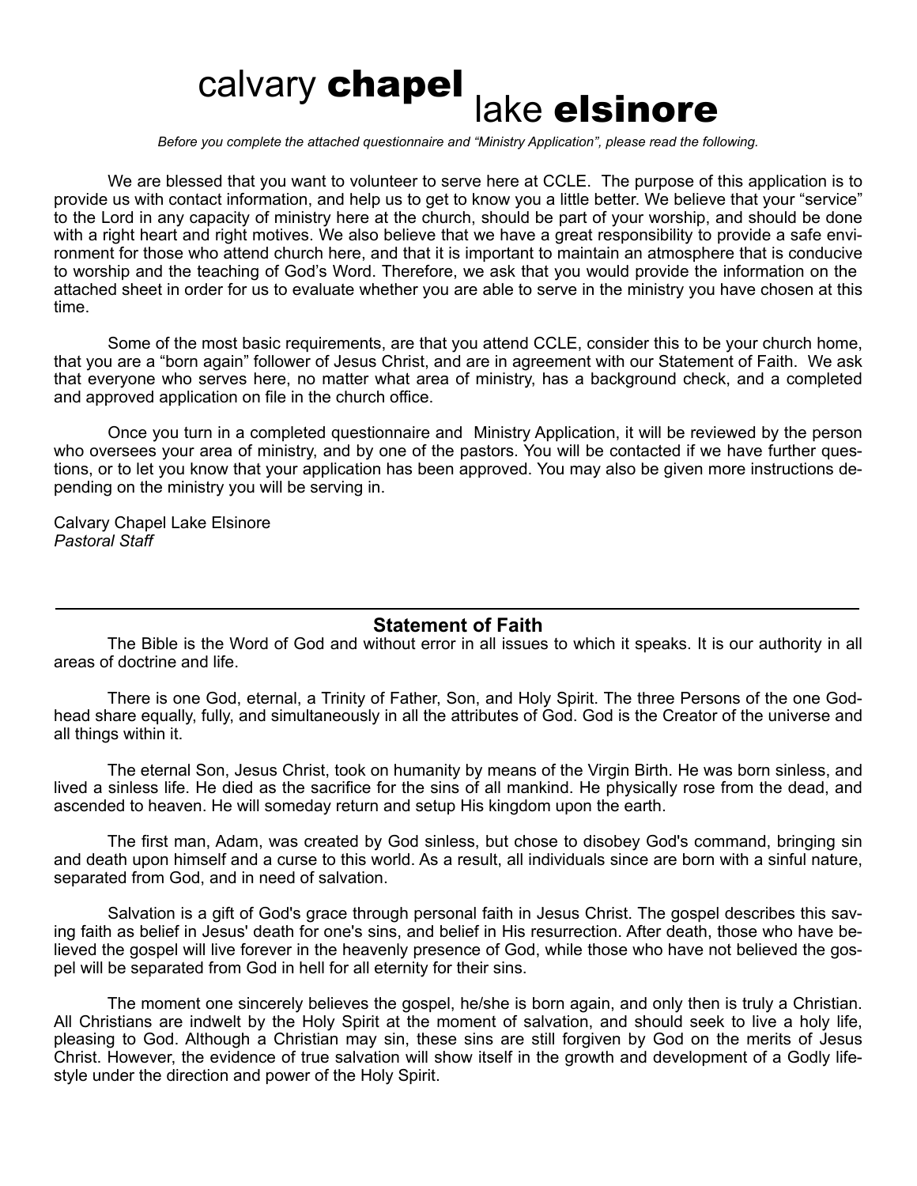# calvary **chapel** lake **elsinore**

*Before you complete the attached questionnaire and "Ministry Application", please read the following.*

We are blessed that you want to volunteer to serve here at CCLE. The purpose of this application is to provide us with contact information, and help us to get to know you a little better. We believe that your "service" to the Lord in any capacity of ministry here at the church, should be part of your worship, and should be done with a right heart and right motives. We also believe that we have a great responsibility to provide a safe environment for those who attend church here, and that it is important to maintain an atmosphere that is conducive to worship and the teaching of God's Word. Therefore, we ask that you would provide the information on the attached sheet in order for us to evaluate whether you are able to serve in the ministry you have chosen at this time.

Some of the most basic requirements, are that you attend CCLE, consider this to be your church home, that you are a "born again" follower of Jesus Christ, and are in agreement with our Statement of Faith. We ask that everyone who serves here, no matter what area of ministry, has a background check, and a completed and approved application on file in the church office.

Once you turn in a completed questionnaire and Ministry Application, it will be reviewed by the person who oversees your area of ministry, and by one of the pastors. You will be contacted if we have further questions, or to let you know that your application has been approved. You may also be given more instructions depending on the ministry you will be serving in.

Calvary Chapel Lake Elsinore
*Pastoral Staff*

---

## Statement of Faith

The Bible is the Word of God and without error in all issues to which it speaks. It is our authority in all areas of doctrine and life.

There is one God, eternal, a Trinity of Father, Son, and Holy Spirit. The three Persons of the one Godhead share equally, fully, and simultaneously in all the attributes of God. God is the Creator of the universe and all things within it.

The eternal Son, Jesus Christ, took on humanity by means of the Virgin Birth. He was born sinless, and lived a sinless life. He died as the sacrifice for the sins of all mankind. He physically rose from the dead, and ascended to heaven. He will someday return and setup His kingdom upon the earth.

The first man, Adam, was created by God sinless, but chose to disobey God's command, bringing sin and death upon himself and a curse to this world. As a result, all individuals since are born with a sinful nature, separated from God, and in need of salvation.

Salvation is a gift of God's grace through personal faith in Jesus Christ. The gospel describes this saving faith as belief in Jesus' death for one's sins, and belief in His resurrection. After death, those who have believed the gospel will live forever in the heavenly presence of God, while those who have not believed the gospel will be separated from God in hell for all eternity for their sins.

The moment one sincerely believes the gospel, he/she is born again, and only then is truly a Christian. All Christians are indwelt by the Holy Spirit at the moment of salvation, and should seek to live a holy life, pleasing to God. Although a Christian may sin, these sins are still forgiven by God on the merits of Jesus Christ. However, the evidence of true salvation will show itself in the growth and development of a Godly lifestyle under the direction and power of the Holy Spirit.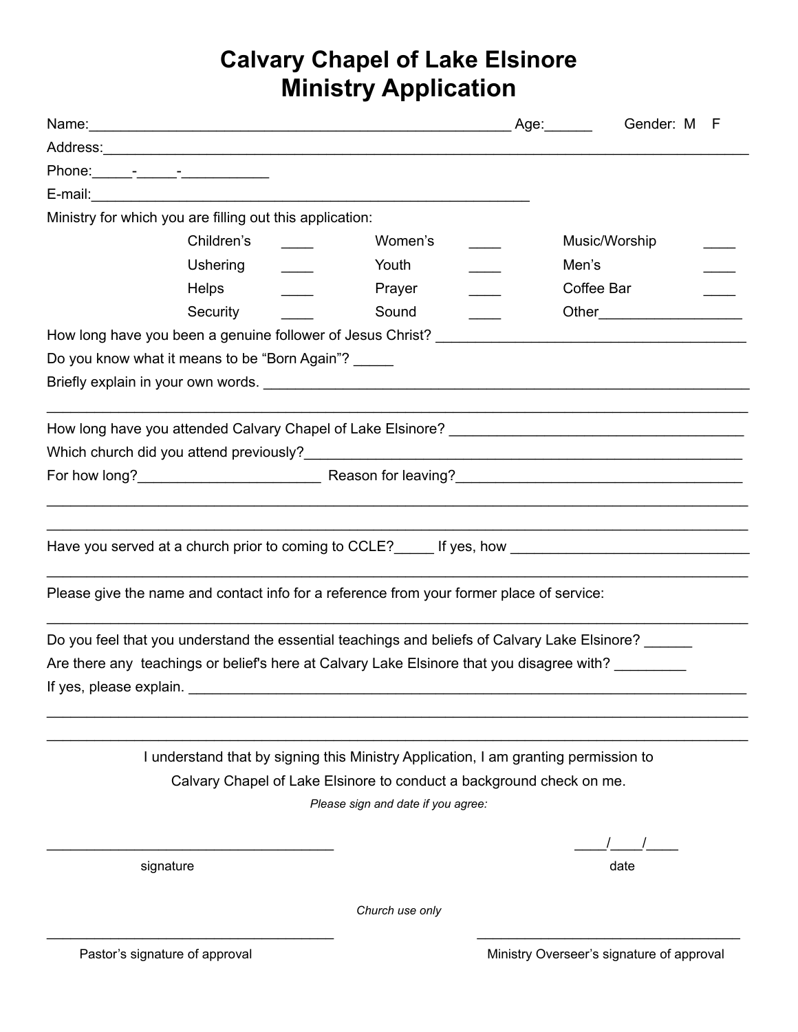# Calvary Chapel of Lake Elsinore
# Ministry Application

Name:_____________________________________________________ Age:______ Gender: M F

Address:___________________________________________________________________________

Phone:_____-_____-___________

E-mail:_____________________________________________________

Ministry for which you are filling out this application:

| | | | | | |
|---|---|---|---|---|---|
| Children's | ____ | Women's | ____ | Music/Worship | ____ |
| Ushering | ____ | Youth | ____ | Men's | ____ |
| Helps | ____ | Prayer | ____ | Coffee Bar | ____ |
| Security | ____ | Sound | ____ | Other__________________ | |

How long have you been a genuine follower of Jesus Christ? ________________________________________

Do you know what it means to be "Born Again"? _____

Briefly explain in your own words. ______________________________________________________________

___________________________________________________________________________________________

How long have you attended Calvary Chapel of Lake Elsinore? ______________________________________

Which church did you attend previously?_________________________________________________________

For how long?_______________________ Reason for leaving?_____________________________________

___________________________________________________________________________________________

___________________________________________________________________________________________

Have you served at a church prior to coming to CCLE?_____ If yes, how ______________________________

___________________________________________________________________________________________

Please give the name and contact info for a reference from your former place of service:

___________________________________________________________________________________________

Do you feel that you understand the essential teachings and beliefs of Calvary Lake Elsinore? ______

Are there any teachings or belief's here at Calvary Lake Elsinore that you disagree with? _________

If yes, please explain. _______________________________________________________________________

___________________________________________________________________________________________

___________________________________________________________________________________________

I understand that by signing this Ministry Application, I am granting permission to Calvary Chapel of Lake Elsinore to conduct a background check on me.

*Please sign and date if you agree:*

_____________________________________ ____/____/____

signature date

*Church use only*

_____________________________________ _____________________________________

Pastor's signature of approval Ministry Overseer's signature of approval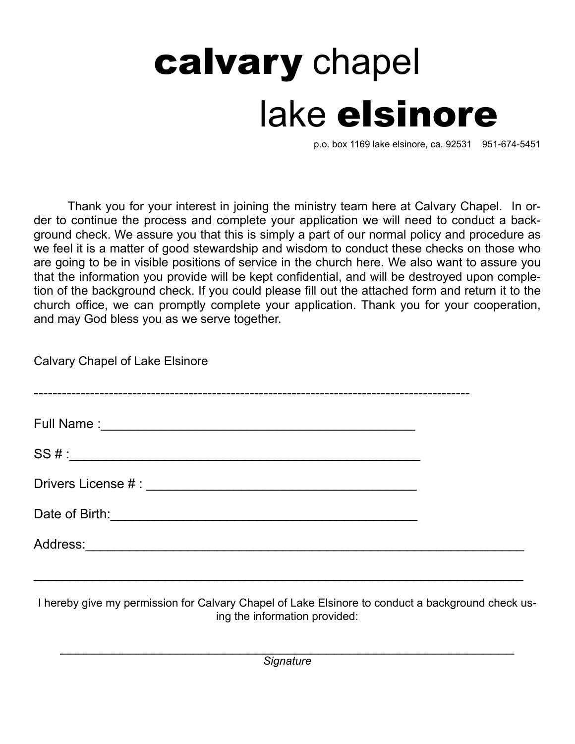# **calvary** chapel

# lake **elsinore**

p.o. box 1169 lake elsinore, ca. 92531 951-674-5451

Thank you for your interest in joining the ministry team here at Calvary Chapel. In order to continue the process and complete your application we will need to conduct a background check. We assure you that this is simply a part of our normal policy and procedure as we feel it is a matter of good stewardship and wisdom to conduct these checks on those who are going to be in visible positions of service in the church here. We also want to assure you that the information you provide will be kept confidential, and will be destroyed upon completion of the background check. If you could please fill out the attached form and return it to the church office, we can promptly complete your application. Thank you for your cooperation, and may God bless you as we serve together.

Calvary Chapel of Lake Elsinore

---------------------------------------------------------------------------------------------

Full Name :___________________________________________

SS # :________________________________________________

Drivers License # : ____________________________________

Date of Birth:__________________________________________

Address:_______________________________________________________________

_______________________________________________________________________

I hereby give my permission for Calvary Chapel of Lake Elsinore to conduct a background check using the information provided:

_______________________________________________________________
*Signature*